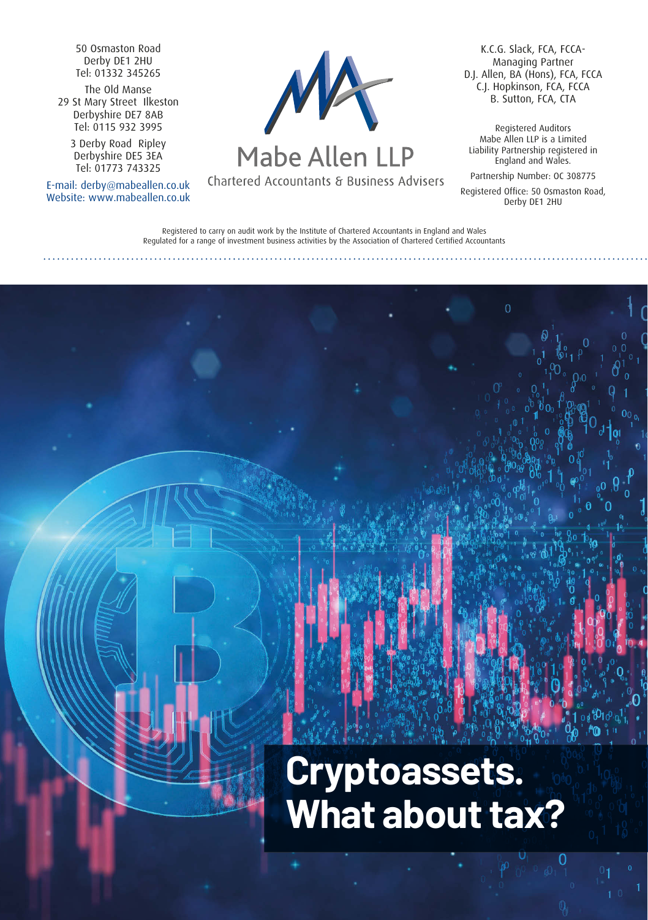50 Osmaston Road
Derby DE1 2HU
Tel: 01332 345265

The Old Manse
29 St Mary Street Ilkeston
Derbyshire DE7 8AB
Tel: 0115 932 3995

3 Derby Road Ripley
Derbyshire DE5 3EA
Tel: 01773 743325

E-mail: derby@mabeallen.co.uk
Website: www.mabeallen.co.uk

**Mabe Allen LLP**

Chartered Accountants & Business Advisers

K.C.G. Slack, FCA, FCCA- Managing Partner
D.J. Allen, BA (Hons), FCA, FCCA
C.J. Hopkinson, FCA, FCCA
B. Sutton, FCA, CTA

Registered Auditors
Mabe Allen LLP is a Limited Liability Partnership registered in England and Wales.

Partnership Number: OC 308775

Registered Office: 50 Osmaston Road, Derby DE1 2HU

Registered to carry on audit work by the Institute of Chartered Accountants in England and Wales
Regulated for a range of investment business activities by the Association of Chartered Certified Accountants

# Cryptoassets. What about tax?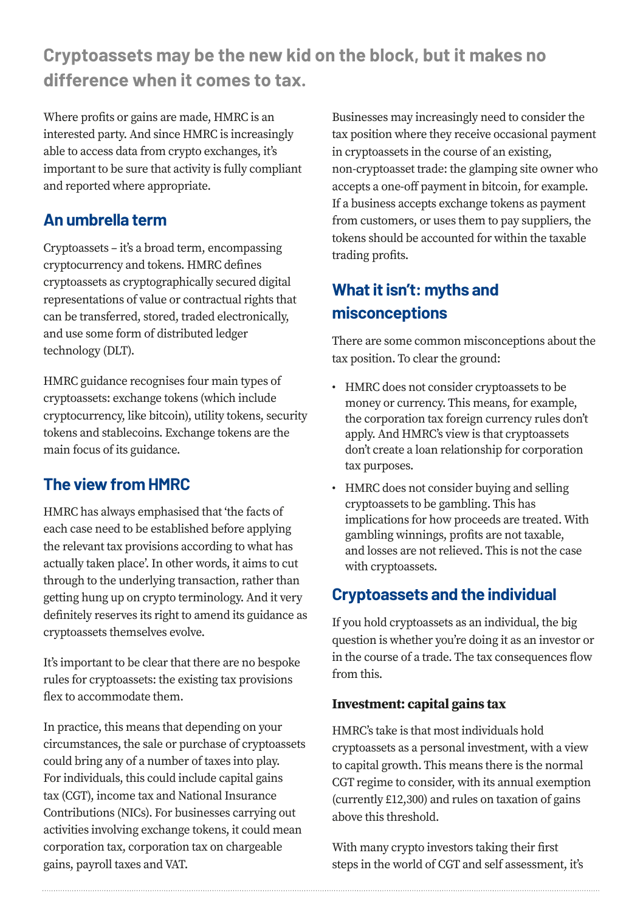## Cryptoassets may be the new kid on the block, but it makes no difference when it comes to tax.

Where profits or gains are made, HMRC is an interested party. And since HMRC is increasingly able to access data from crypto exchanges, it's important to be sure that activity is fully compliant and reported where appropriate.

### An umbrella term

Cryptoassets – it's a broad term, encompassing cryptocurrency and tokens. HMRC defines cryptoassets as cryptographically secured digital representations of value or contractual rights that can be transferred, stored, traded electronically, and use some form of distributed ledger technology (DLT).

HMRC guidance recognises four main types of cryptoassets: exchange tokens (which include cryptocurrency, like bitcoin), utility tokens, security tokens and stablecoins. Exchange tokens are the main focus of its guidance.

### The view from HMRC

HMRC has always emphasised that 'the facts of each case need to be established before applying the relevant tax provisions according to what has actually taken place'. In other words, it aims to cut through to the underlying transaction, rather than getting hung up on crypto terminology. And it very definitely reserves its right to amend its guidance as cryptoassets themselves evolve.

It's important to be clear that there are no bespoke rules for cryptoassets: the existing tax provisions flex to accommodate them.

In practice, this means that depending on your circumstances, the sale or purchase of cryptoassets could bring any of a number of taxes into play. For individuals, this could include capital gains tax (CGT), income tax and National Insurance Contributions (NICs). For businesses carrying out activities involving exchange tokens, it could mean corporation tax, corporation tax on chargeable gains, payroll taxes and VAT.

Businesses may increasingly need to consider the tax position where they receive occasional payment in cryptoassets in the course of an existing, non-cryptoasset trade: the glamping site owner who accepts a one-off payment in bitcoin, for example. If a business accepts exchange tokens as payment from customers, or uses them to pay suppliers, the tokens should be accounted for within the taxable trading profits.

### What it isn't: myths and misconceptions

There are some common misconceptions about the tax position. To clear the ground:

- HMRC does not consider cryptoassets to be money or currency. This means, for example, the corporation tax foreign currency rules don't apply. And HMRC's view is that cryptoassets don't create a loan relationship for corporation tax purposes.
- HMRC does not consider buying and selling cryptoassets to be gambling. This has implications for how proceeds are treated. With gambling winnings, profits are not taxable, and losses are not relieved. This is not the case with cryptoassets.

### Cryptoassets and the individual

If you hold cryptoassets as an individual, the big question is whether you're doing it as an investor or in the course of a trade. The tax consequences flow from this.

#### Investment: capital gains tax

HMRC's take is that most individuals hold cryptoassets as a personal investment, with a view to capital growth. This means there is the normal CGT regime to consider, with its annual exemption (currently £12,300) and rules on taxation of gains above this threshold.

With many crypto investors taking their first steps in the world of CGT and self assessment, it's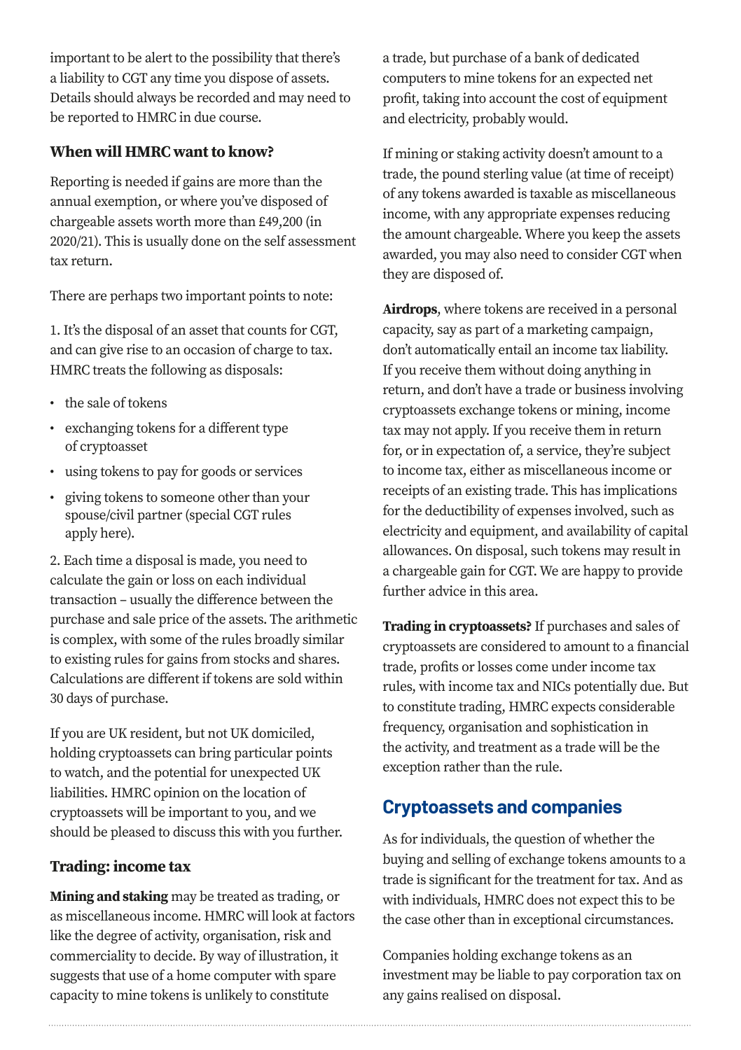important to be alert to the possibility that there's a liability to CGT any time you dispose of assets. Details should always be recorded and may need to be reported to HMRC in due course.

### When will HMRC want to know?

Reporting is needed if gains are more than the annual exemption, or where you've disposed of chargeable assets worth more than £49,200 (in 2020/21). This is usually done on the self assessment tax return.

There are perhaps two important points to note:

1. It's the disposal of an asset that counts for CGT, and can give rise to an occasion of charge to tax. HMRC treats the following as disposals:

- the sale of tokens
- exchanging tokens for a different type of cryptoasset
- using tokens to pay for goods or services
- giving tokens to someone other than your spouse/civil partner (special CGT rules apply here).

2. Each time a disposal is made, you need to calculate the gain or loss on each individual transaction – usually the difference between the purchase and sale price of the assets. The arithmetic is complex, with some of the rules broadly similar to existing rules for gains from stocks and shares. Calculations are different if tokens are sold within 30 days of purchase.

If you are UK resident, but not UK domiciled, holding cryptoassets can bring particular points to watch, and the potential for unexpected UK liabilities. HMRC opinion on the location of cryptoassets will be important to you, and we should be pleased to discuss this with you further.

### Trading: income tax

**Mining and staking** may be treated as trading, or as miscellaneous income. HMRC will look at factors like the degree of activity, organisation, risk and commerciality to decide. By way of illustration, it suggests that use of a home computer with spare capacity to mine tokens is unlikely to constitute a trade, but purchase of a bank of dedicated computers to mine tokens for an expected net profit, taking into account the cost of equipment and electricity, probably would.

If mining or staking activity doesn't amount to a trade, the pound sterling value (at time of receipt) of any tokens awarded is taxable as miscellaneous income, with any appropriate expenses reducing the amount chargeable. Where you keep the assets awarded, you may also need to consider CGT when they are disposed of.

**Airdrops**, where tokens are received in a personal capacity, say as part of a marketing campaign, don't automatically entail an income tax liability. If you receive them without doing anything in return, and don't have a trade or business involving cryptoassets exchange tokens or mining, income tax may not apply. If you receive them in return for, or in expectation of, a service, they're subject to income tax, either as miscellaneous income or receipts of an existing trade. This has implications for the deductibility of expenses involved, such as electricity and equipment, and availability of capital allowances. On disposal, such tokens may result in a chargeable gain for CGT. We are happy to provide further advice in this area.

**Trading in cryptoassets?** If purchases and sales of cryptoassets are considered to amount to a financial trade, profits or losses come under income tax rules, with income tax and NICs potentially due. But to constitute trading, HMRC expects considerable frequency, organisation and sophistication in the activity, and treatment as a trade will be the exception rather than the rule.

## Cryptoassets and companies

As for individuals, the question of whether the buying and selling of exchange tokens amounts to a trade is significant for the treatment for tax. And as with individuals, HMRC does not expect this to be the case other than in exceptional circumstances.

Companies holding exchange tokens as an investment may be liable to pay corporation tax on any gains realised on disposal.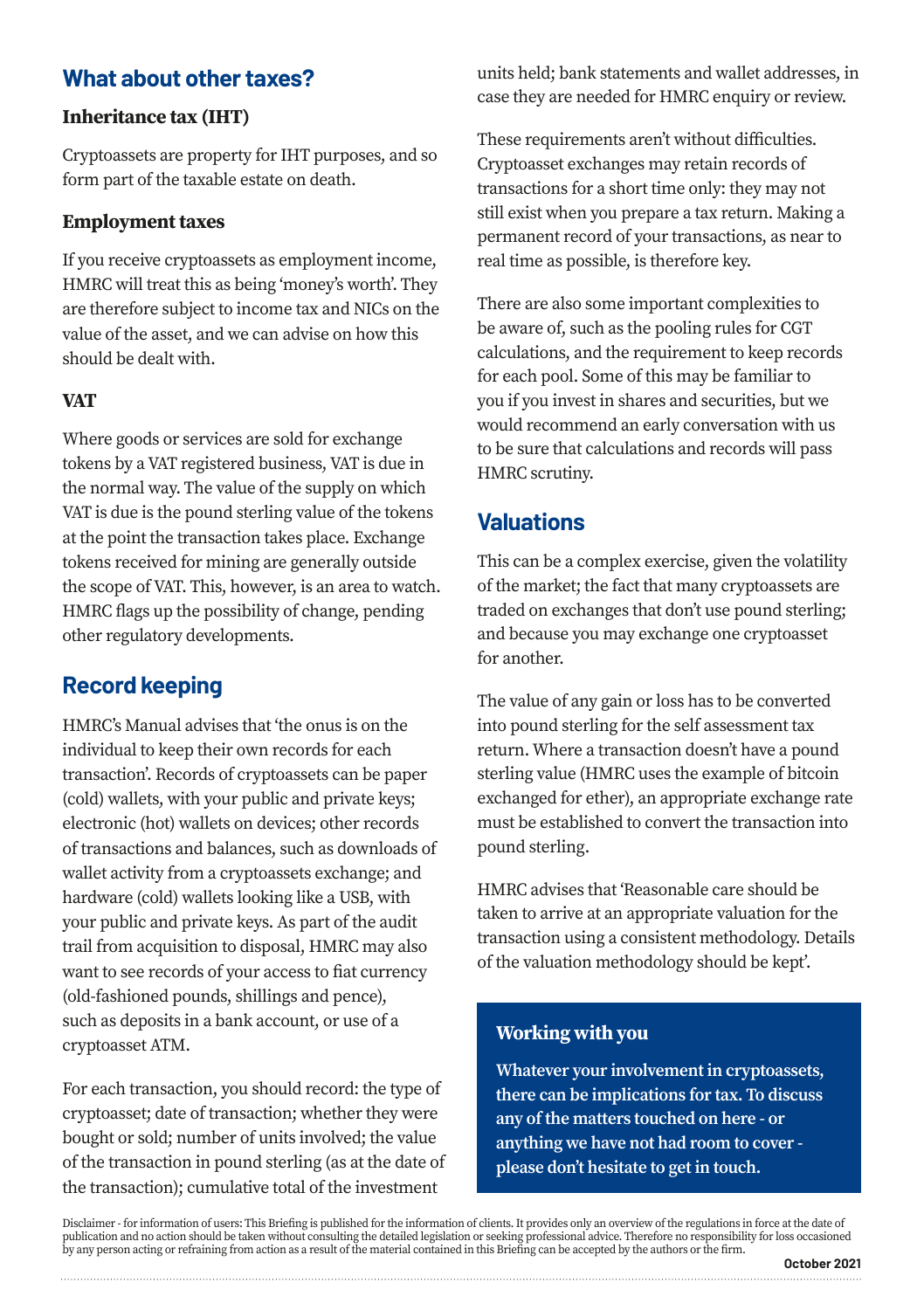## What about other taxes?

### Inheritance tax (IHT)

Cryptoassets are property for IHT purposes, and so form part of the taxable estate on death.

### Employment taxes

If you receive cryptoassets as employment income, HMRC will treat this as being 'money's worth'. They are therefore subject to income tax and NICs on the value of the asset, and we can advise on how this should be dealt with.

### VAT

Where goods or services are sold for exchange tokens by a VAT registered business, VAT is due in the normal way. The value of the supply on which VAT is due is the pound sterling value of the tokens at the point the transaction takes place. Exchange tokens received for mining are generally outside the scope of VAT. This, however, is an area to watch. HMRC flags up the possibility of change, pending other regulatory developments.

## Record keeping

HMRC's Manual advises that 'the onus is on the individual to keep their own records for each transaction'. Records of cryptoassets can be paper (cold) wallets, with your public and private keys; electronic (hot) wallets on devices; other records of transactions and balances, such as downloads of wallet activity from a cryptoassets exchange; and hardware (cold) wallets looking like a USB, with your public and private keys. As part of the audit trail from acquisition to disposal, HMRC may also want to see records of your access to fiat currency (old-fashioned pounds, shillings and pence), such as deposits in a bank account, or use of a cryptoasset ATM.

For each transaction, you should record: the type of cryptoasset; date of transaction; whether they were bought or sold; number of units involved; the value of the transaction in pound sterling (as at the date of the transaction); cumulative total of the investment units held; bank statements and wallet addresses, in case they are needed for HMRC enquiry or review.

These requirements aren't without difficulties. Cryptoasset exchanges may retain records of transactions for a short time only: they may not still exist when you prepare a tax return. Making a permanent record of your transactions, as near to real time as possible, is therefore key.

There are also some important complexities to be aware of, such as the pooling rules for CGT calculations, and the requirement to keep records for each pool. Some of this may be familiar to you if you invest in shares and securities, but we would recommend an early conversation with us to be sure that calculations and records will pass HMRC scrutiny.

## Valuations

This can be a complex exercise, given the volatility of the market; the fact that many cryptoassets are traded on exchanges that don't use pound sterling; and because you may exchange one cryptoasset for another.

The value of any gain or loss has to be converted into pound sterling for the self assessment tax return. Where a transaction doesn't have a pound sterling value (HMRC uses the example of bitcoin exchanged for ether), an appropriate exchange rate must be established to convert the transaction into pound sterling.

HMRC advises that 'Reasonable care should be taken to arrive at an appropriate valuation for the transaction using a consistent methodology. Details of the valuation methodology should be kept'.

### Working with you

**Whatever your involvement in cryptoassets, there can be implications for tax. To discuss any of the matters touched on here - or anything we have not had room to cover - please don't hesitate to get in touch.**

Disclaimer - for information of users: This Briefing is published for the information of clients. It provides only an overview of the regulations in force at the date of publication and no action should be taken without consulting the detailed legislation or seeking professional advice. Therefore no responsibility for loss occasioned by any person acting or refraining from action as a result of the material contained in this Briefing can be accepted by the authors or the firm.

October 2021